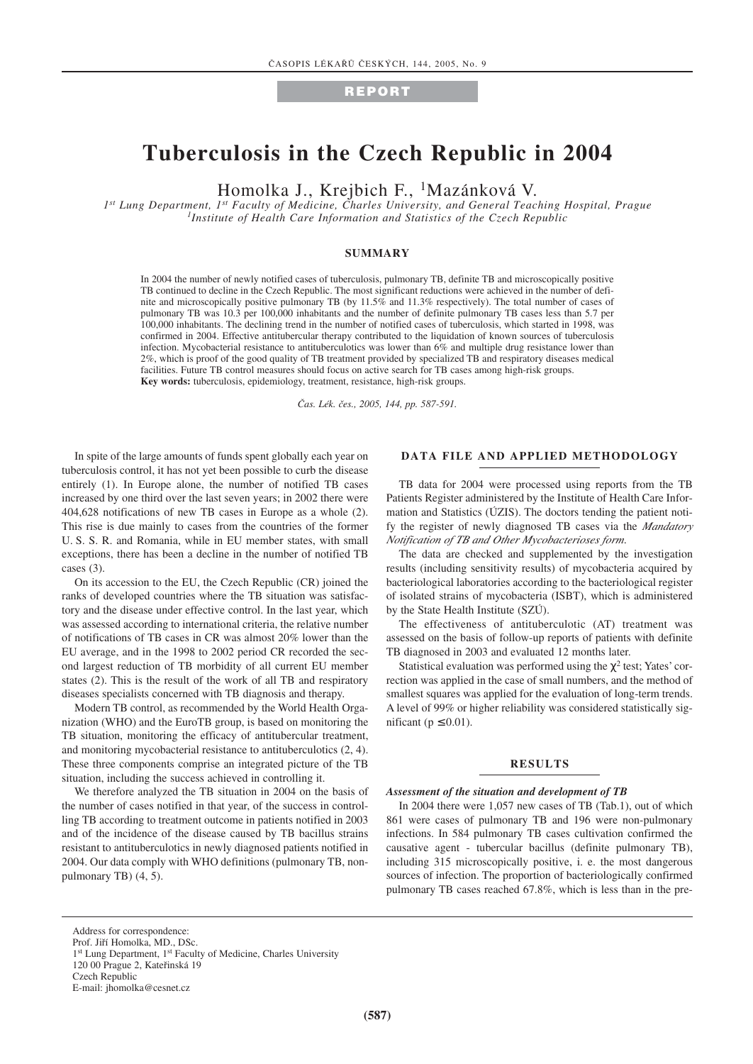REPORT

# Tuberculosis in the Czech Republic in 2004

Homolka J., Krejbich F., [1]Mazánková V.

*1st Lung Department, 1st Faculty of Medicine, Charles University, and General Teaching Hospital, Prague*
*[1]Institute of Health Care Information and Statistics of the Czech Republic*

## SUMMARY

In 2004 the number of newly notified cases of tuberculosis, pulmonary TB, definite TB and microscopically positive TB continued to decline in the Czech Republic. The most significant reductions were achieved in the number of definite and microscopically positive pulmonary TB (by 11.5% and 11.3% respectively). The total number of cases of pulmonary TB was 10.3 per 100,000 inhabitants and the number of definite pulmonary TB cases less than 5.7 per 100,000 inhabitants. The declining trend in the number of notified cases of tuberculosis, which started in 1998, was confirmed in 2004. Effective antitubercular therapy contributed to the liquidation of known sources of tuberculosis infection. Mycobacterial resistance to antituberculotics was lower than 6% and multiple drug resistance lower than 2%, which is proof of the good quality of TB treatment provided by specialized TB and respiratory diseases medical facilities. Future TB control measures should focus on active search for TB cases among high-risk groups.

**Key words:** tuberculosis, epidemiology, treatment, resistance, high-risk groups.

*Čas. Lék. čes., 2005, 144, pp. 587-591.*

In spite of the large amounts of funds spent globally each year on tuberculosis control, it has not yet been possible to curb the disease entirely (1). In Europe alone, the number of notified TB cases increased by one third over the last seven years; in 2002 there were 404,628 notifications of new TB cases in Europe as a whole (2). This rise is due mainly to cases from the countries of the former U. S. S. R. and Romania, while in EU member states, with small exceptions, there has been a decline in the number of notified TB cases (3).

On its accession to the EU, the Czech Republic (CR) joined the ranks of developed countries where the TB situation was satisfactory and the disease under effective control. In the last year, which was assessed according to international criteria, the relative number of notifications of TB cases in CR was almost 20% lower than the EU average, and in the 1998 to 2002 period CR recorded the second largest reduction of TB morbidity of all current EU member states (2). This is the result of the work of all TB and respiratory diseases specialists concerned with TB diagnosis and therapy.

Modern TB control, as recommended by the World Health Organization (WHO) and the EuroTB group, is based on monitoring the TB situation, monitoring the efficacy of antitubercular treatment, and monitoring mycobacterial resistance to antituberculotics (2, 4). These three components comprise an integrated picture of the TB situation, including the success achieved in controlling it.

We therefore analyzed the TB situation in 2004 on the basis of the number of cases notified in that year, of the success in controlling TB according to treatment outcome in patients notified in 2003 and of the incidence of the disease caused by TB bacillus strains resistant to antituberculotics in newly diagnosed patients notified in 2004. Our data comply with WHO definitions (pulmonary TB, non-pulmonary TB) (4, 5).

## DATA FILE AND APPLIED METHODOLOGY

TB data for 2004 were processed using reports from the TB Patients Register administered by the Institute of Health Care Information and Statistics (ÚZIS). The doctors tending the patient notify the register of newly diagnosed TB cases via the *Mandatory Notification of TB and Other Mycobacterioses form.*

The data are checked and supplemented by the investigation results (including sensitivity results) of mycobacteria acquired by bacteriological laboratories according to the bacteriological register of isolated strains of mycobacteria (ISBT), which is administered by the State Health Institute (SZÚ).

The effectiveness of antituberculotic (AT) treatment was assessed on the basis of follow-up reports of patients with definite TB diagnosed in 2003 and evaluated 12 months later.

Statistical evaluation was performed using the $\chi^2$ test; Yates' correction was applied in the case of small numbers, and the method of smallest squares was applied for the evaluation of long-term trends. A level of 99% or higher reliability was considered statistically significant ($p \leq 0.01$).

## RESULTS

### *Assessment of the situation and development of TB*

In 2004 there were 1,057 new cases of TB (Tab.1), out of which 861 were cases of pulmonary TB and 196 were non-pulmonary infections. In 584 pulmonary TB cases cultivation confirmed the causative agent - tubercular bacillus (definite pulmonary TB), including 315 microscopically positive, i. e. the most dangerous sources of infection. The proportion of bacteriologically confirmed pulmonary TB cases reached 67.8%, which is less than in the pre-

Address for correspondence:
Prof. Jiří Homolka, MD., DSc.
1st Lung Department, 1st Faculty of Medicine, Charles University
120 00 Prague 2, Kateřinská 19
Czech Republic
E-mail: jhomolka@cesnet.cz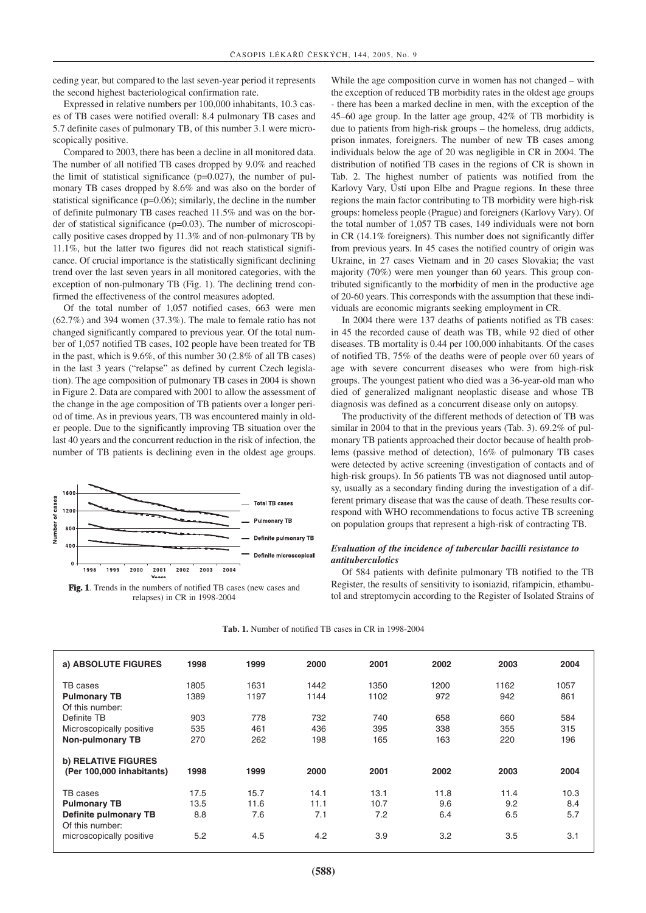ceding year, but compared to the last seven-year period it represents the second highest bacteriological confirmation rate.

Expressed in relative numbers per 100,000 inhabitants, 10.3 cases of TB cases were notified overall: 8.4 pulmonary TB cases and 5.7 definite cases of pulmonary TB, of this number 3.1 were microscopically positive.

Compared to 2003, there has been a decline in all monitored data. The number of all notified TB cases dropped by 9.0% and reached the limit of statistical significance (p=0.027), the number of pulmonary TB cases dropped by 8.6% and was also on the border of statistical significance (p=0.06); similarly, the decline in the number of definite pulmonary TB cases reached 11.5% and was on the border of statistical significance (p=0.03). The number of microscopically positive cases dropped by 11.3% and of non-pulmonary TB by 11.1%, but the latter two figures did not reach statistical significance. Of crucial importance is the statistically significant declining trend over the last seven years in all monitored categories, with the exception of non-pulmonary TB (Fig. 1). The declining trend confirmed the effectiveness of the control measures adopted.

Of the total number of 1,057 notified cases, 663 were men (62.7%) and 394 women (37.3%). The male to female ratio has not changed significantly compared to previous year. Of the total number of 1,057 notified TB cases, 102 people have been treated for TB in the past, which is 9.6%, of this number 30 (2.8% of all TB cases) in the last 3 years ("relapse" as defined by current Czech legislation). The age composition of pulmonary TB cases in 2004 is shown in Figure 2. Data are compared with 2001 to allow the assessment of the change in the age composition of TB patients over a longer period of time. As in previous years, TB was encountered mainly in older people. Due to the significantly improving TB situation over the last 40 years and the concurrent reduction in the risk of infection, the number of TB patients is declining even in the oldest age groups.

**Fig. 1**. Trends in the numbers of notified TB cases (new cases and relapses) in CR in 1998-2004

While the age composition curve in women has not changed – with the exception of reduced TB morbidity rates in the oldest age groups - there has been a marked decline in men, with the exception of the 45–60 age group. In the latter age group, 42% of TB morbidity is due to patients from high-risk groups – the homeless, drug addicts, prison inmates, foreigners. The number of new TB cases among individuals below the age of 20 was negligible in CR in 2004. The distribution of notified TB cases in the regions of CR is shown in Tab. 2. The highest number of patients was notified from the Karlovy Vary, Ústí upon Elbe and Prague regions. In these three regions the main factor contributing to TB morbidity were high-risk groups: homeless people (Prague) and foreigners (Karlovy Vary). Of the total number of 1,057 TB cases, 149 individuals were not born in CR (14.1% foreigners). This number does not significantly differ from previous years. In 45 cases the notified country of origin was Ukraine, in 27 cases Vietnam and in 20 cases Slovakia; the vast majority (70%) were men younger than 60 years. This group contributed significantly to the morbidity of men in the productive age of 20-60 years. This corresponds with the assumption that these individuals are economic migrants seeking employment in CR.

In 2004 there were 137 deaths of patients notified as TB cases: in 45 the recorded cause of death was TB, while 92 died of other diseases. TB mortality is 0.44 per 100,000 inhabitants. Of the cases of notified TB, 75% of the deaths were of people over 60 years of age with severe concurrent diseases who were from high-risk groups. The youngest patient who died was a 36-year-old man who died of generalized malignant neoplastic disease and whose TB diagnosis was defined as a concurrent disease only on autopsy.

The productivity of the different methods of detection of TB was similar in 2004 to that in the previous years (Tab. 3). 69.2% of pulmonary TB patients approached their doctor because of health problems (passive method of detection), 16% of pulmonary TB cases were detected by active screening (investigation of contacts and of high-risk groups). In 56 patients TB was not diagnosed until autopsy, usually as a secondary finding during the investigation of a different primary disease that was the cause of death. These results correspond with WHO recommendations to focus active TB screening on population groups that represent a high-risk of contracting TB.

### *Evaluation of the incidence of tubercular bacilli resistance to antituberculotics*

Of 584 patients with definite pulmonary TB notified to the TB Register, the results of sensitivity to isoniazid, rifampicin, ethambutol and streptomycin according to the Register of Isolated Strains of

**Tab. 1.** Number of notified TB cases in CR in 1998-2004

| **a) ABSOLUTE FIGURES** | **1998** | **1999** | **2000** | **2001** | **2002** | **2003** | **2004** |
|---|---|---|---|---|---|---|---|
| TB cases | 1805 | 1631 | 1442 | 1350 | 1200 | 1162 | 1057 |
| **Pulmonary TB** | 1389 | 1197 | 1144 | 1102 | 972 | 942 | 861 |
| Of this number: | | | | | | | |
| Definite TB | 903 | 778 | 732 | 740 | 658 | 660 | 584 |
| Microscopically positive | 535 | 461 | 436 | 395 | 338 | 355 | 315 |
| **Non-pulmonary TB** | 270 | 262 | 198 | 165 | 163 | 220 | 196 |
| **b) RELATIVE FIGURES (Per 100,000 inhabitants)** | **1998** | **1999** | **2000** | **2001** | **2002** | **2003** | **2004** |
| TB cases | 17.5 | 15.7 | 14.1 | 13.1 | 11.8 | 11.4 | 10.3 |
| **Pulmonary TB** | 13.5 | 11.6 | 11.1 | 10.7 | 9.6 | 9.2 | 8.4 |
| **Definite pulmonary TB** | 8.8 | 7.6 | 7.1 | 7.2 | 6.4 | 6.5 | 5.7 |
| Of this number: | | | | | | | |
| microscopically positive | 5.2 | 4.5 | 4.2 | 3.9 | 3.2 | 3.5 | 3.1 |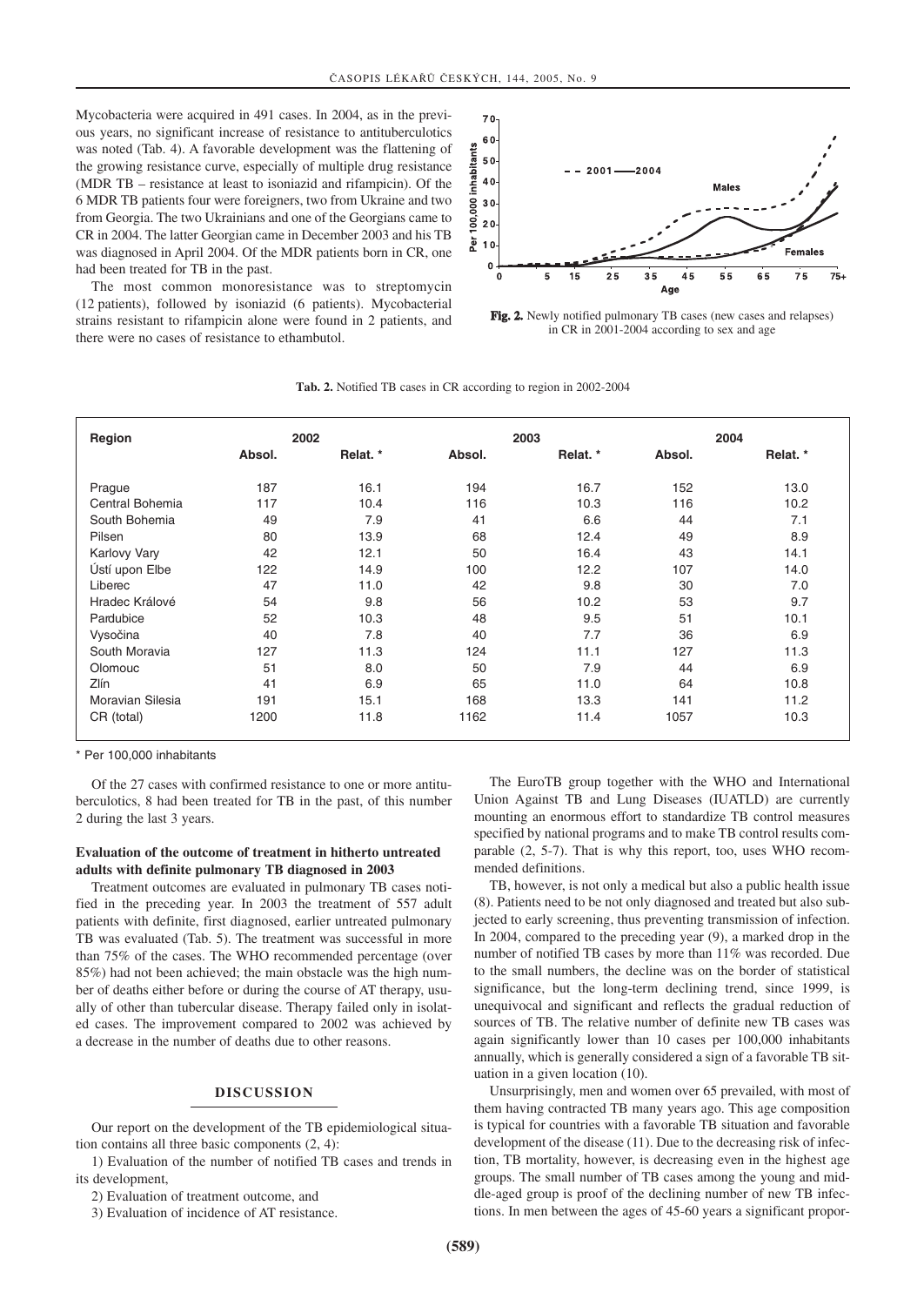Mycobacteria were acquired in 491 cases. In 2004, as in the previous years, no significant increase of resistance to antituberculotics was noted (Tab. 4). A favorable development was the flattening of the growing resistance curve, especially of multiple drug resistance (MDR TB – resistance at least to isoniazid and rifampicin). Of the 6 MDR TB patients four were foreigners, two from Ukraine and two from Georgia. The two Ukrainians and one of the Georgians came to CR in 2004. The latter Georgian came in December 2003 and his TB was diagnosed in April 2004. Of the MDR patients born in CR, one had been treated for TB in the past.

The most common monoresistance was to streptomycin (12 patients), followed by isoniazid (6 patients). Mycobacterial strains resistant to rifampicin alone were found in 2 patients, and there were no cases of resistance to ethambutol.

**Fig. 2.** Newly notified pulmonary TB cases (new cases and relapses) in CR in 2001-2004 according to sex and age

**Tab. 2.** Notified TB cases in CR according to region in 2002-2004

| Region | 2002 | | 2003 | | 2004 | |
|---|---|---|---|---|---|---|
| | Absol. | Relat. * | Absol. | Relat. * | Absol. | Relat. * |
| Prague | 187 | 16.1 | 194 | 16.7 | 152 | 13.0 |
| Central Bohemia | 117 | 10.4 | 116 | 10.3 | 116 | 10.2 |
| South Bohemia | 49 | 7.9 | 41 | 6.6 | 44 | 7.1 |
| Pilsen | 80 | 13.9 | 68 | 12.4 | 49 | 8.9 |
| Karlovy Vary | 42 | 12.1 | 50 | 16.4 | 43 | 14.1 |
| Ústí upon Elbe | 122 | 14.9 | 100 | 12.2 | 107 | 14.0 |
| Liberec | 47 | 11.0 | 42 | 9.8 | 30 | 7.0 |
| Hradec Králové | 54 | 9.8 | 56 | 10.2 | 53 | 9.7 |
| Pardubice | 52 | 10.3 | 48 | 9.5 | 51 | 10.1 |
| Vysočina | 40 | 7.8 | 40 | 7.7 | 36 | 6.9 |
| South Moravia | 127 | 11.3 | 124 | 11.1 | 127 | 11.3 |
| Olomouc | 51 | 8.0 | 50 | 7.9 | 44 | 6.9 |
| Zlín | 41 | 6.9 | 65 | 11.0 | 64 | 10.8 |
| Moravian Silesia | 191 | 15.1 | 168 | 13.3 | 141 | 11.2 |
| CR (total) | 1200 | 11.8 | 1162 | 11.4 | 1057 | 10.3 |

\* Per 100,000 inhabitants

Of the 27 cases with confirmed resistance to one or more antituberculotics, 8 had been treated for TB in the past, of this number 2 during the last 3 years.

### Evaluation of the outcome of treatment in hitherto untreated adults with definite pulmonary TB diagnosed in 2003

Treatment outcomes are evaluated in pulmonary TB cases notified in the preceding year. In 2003 the treatment of 557 adult patients with definite, first diagnosed, earlier untreated pulmonary TB was evaluated (Tab. 5). The treatment was successful in more than 75% of the cases. The WHO recommended percentage (over 85%) had not been achieved; the main obstacle was the high number of deaths either before or during the course of AT therapy, usually of other than tubercular disease. Therapy failed only in isolated cases. The improvement compared to 2002 was achieved by a decrease in the number of deaths due to other reasons.

## DISCUSSION

Our report on the development of the TB epidemiological situation contains all three basic components (2, 4):

1) Evaluation of the number of notified TB cases and trends in its development,

2) Evaluation of treatment outcome, and

3) Evaluation of incidence of AT resistance.

The EuroTB group together with the WHO and International Union Against TB and Lung Diseases (IUATLD) are currently mounting an enormous effort to standardize TB control measures specified by national programs and to make TB control results comparable (2, 5-7). That is why this report, too, uses WHO recommended definitions.

TB, however, is not only a medical but also a public health issue (8). Patients need to be not only diagnosed and treated but also subjected to early screening, thus preventing transmission of infection. In 2004, compared to the preceding year (9), a marked drop in the number of notified TB cases by more than 11% was recorded. Due to the small numbers, the decline was on the border of statistical significance, but the long-term declining trend, since 1999, is unequivocal and significant and reflects the gradual reduction of sources of TB. The relative number of definite new TB cases was again significantly lower than 10 cases per 100,000 inhabitants annually, which is generally considered a sign of a favorable TB situation in a given location (10).

Unsurprisingly, men and women over 65 prevailed, with most of them having contracted TB many years ago. This age composition is typical for countries with a favorable TB situation and favorable development of the disease (11). Due to the decreasing risk of infection, TB mortality, however, is decreasing even in the highest age groups. The small number of TB cases among the young and middle-aged group is proof of the declining number of new TB infections. In men between the ages of 45-60 years a significant propor-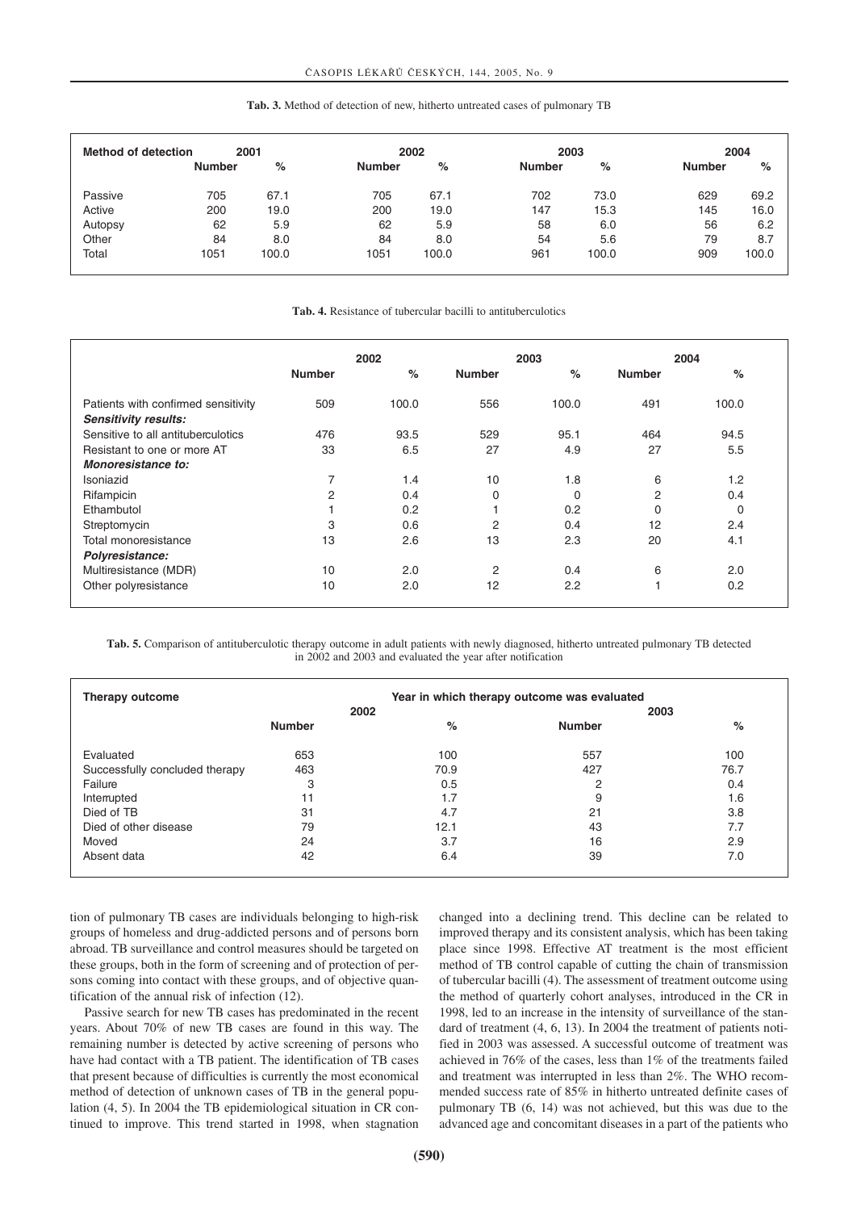**Tab. 3.** Method of detection of new, hitherto untreated cases of pulmonary TB

| Method of detection | 2001 | | 2002 | | 2003 | | 2004 | |
|---|---|---|---|---|---|---|---|---|
| | Number | % | Number | % | Number | % | Number | % |
| Passive | 705 | 67.1 | 705 | 67.1 | 702 | 73.0 | 629 | 69.2 |
| Active | 200 | 19.0 | 200 | 19.0 | 147 | 15.3 | 145 | 16.0 |
| Autopsy | 62 | 5.9 | 62 | 5.9 | 58 | 6.0 | 56 | 6.2 |
| Other | 84 | 8.0 | 84 | 8.0 | 54 | 5.6 | 79 | 8.7 |
| Total | 1051 | 100.0 | 1051 | 100.0 | 961 | 100.0 | 909 | 100.0 |

**Tab. 4.** Resistance of tubercular bacilli to antituberculotics

| | 2002 | | 2003 | | 2004 | |
|---|---|---|---|---|---|---|
| | Number | % | Number | % | Number | % |
| Patients with confirmed sensitivity | 509 | 100.0 | 556 | 100.0 | 491 | 100.0 |
| ***Sensitivity results:*** | | | | | | |
| Sensitive to all antituberculotics | 476 | 93.5 | 529 | 95.1 | 464 | 94.5 |
| Resistant to one or more AT | 33 | 6.5 | 27 | 4.9 | 27 | 5.5 |
| ***Monoresistance to:*** | | | | | | |
| Isoniazid | 7 | 1.4 | 10 | 1.8 | 6 | 1.2 |
| Rifampicin | 2 | 0.4 | 0 | 0 | 2 | 0.4 |
| Ethambutol | 1 | 0.2 | 1 | 0.2 | 0 | 0 |
| Streptomycin | 3 | 0.6 | 2 | 0.4 | 12 | 2.4 |
| Total monoresistance | 13 | 2.6 | 13 | 2.3 | 20 | 4.1 |
| ***Polyresistance:*** | | | | | | |
| Multiresistance (MDR) | 10 | 2.0 | 2 | 0.4 | 6 | 2.0 |
| Other polyresistance | 10 | 2.0 | 12 | 2.2 | 1 | 0.2 |

**Tab. 5.** Comparison of antituberculotic therapy outcome in adult patients with newly diagnosed, hitherto untreated pulmonary TB detected in 2002 and 2003 and evaluated the year after notification

| Therapy outcome | Year in which therapy outcome was evaluated | | | |
|---|---|---|---|---|
| | 2002 | | 2003 | |
| | Number | % | Number | % |
| Evaluated | 653 | 100 | 557 | 100 |
| Successfully concluded therapy | 463 | 70.9 | 427 | 76.7 |
| Failure | 3 | 0.5 | 2 | 0.4 |
| Interrupted | 11 | 1.7 | 9 | 1.6 |
| Died of TB | 31 | 4.7 | 21 | 3.8 |
| Died of other disease | 79 | 12.1 | 43 | 7.7 |
| Moved | 24 | 3.7 | 16 | 2.9 |
| Absent data | 42 | 6.4 | 39 | 7.0 |

tion of pulmonary TB cases are individuals belonging to high-risk groups of homeless and drug-addicted persons and of persons born abroad. TB surveillance and control measures should be targeted on these groups, both in the form of screening and of protection of persons coming into contact with these groups, and of objective quantification of the annual risk of infection (12).

Passive search for new TB cases has predominated in the recent years. About 70% of new TB cases are found in this way. The remaining number is detected by active screening of persons who have had contact with a TB patient. The identification of TB cases that present because of difficulties is currently the most economical method of detection of unknown cases of TB in the general population (4, 5). In 2004 the TB epidemiological situation in CR continued to improve. This trend started in 1998, when stagnation changed into a declining trend. This decline can be related to improved therapy and its consistent analysis, which has been taking place since 1998. Effective AT treatment is the most efficient method of TB control capable of cutting the chain of transmission of tubercular bacilli (4). The assessment of treatment outcome using the method of quarterly cohort analyses, introduced in the CR in 1998, led to an increase in the intensity of surveillance of the standard of treatment (4, 6, 13). In 2004 the treatment of patients notified in 2003 was assessed. A successful outcome of treatment was achieved in 76% of the cases, less than 1% of the treatments failed and treatment was interrupted in less than 2%. The WHO recommended success rate of 85% in hitherto untreated definite cases of pulmonary TB (6, 14) was not achieved, but this was due to the advanced age and concomitant diseases in a part of the patients who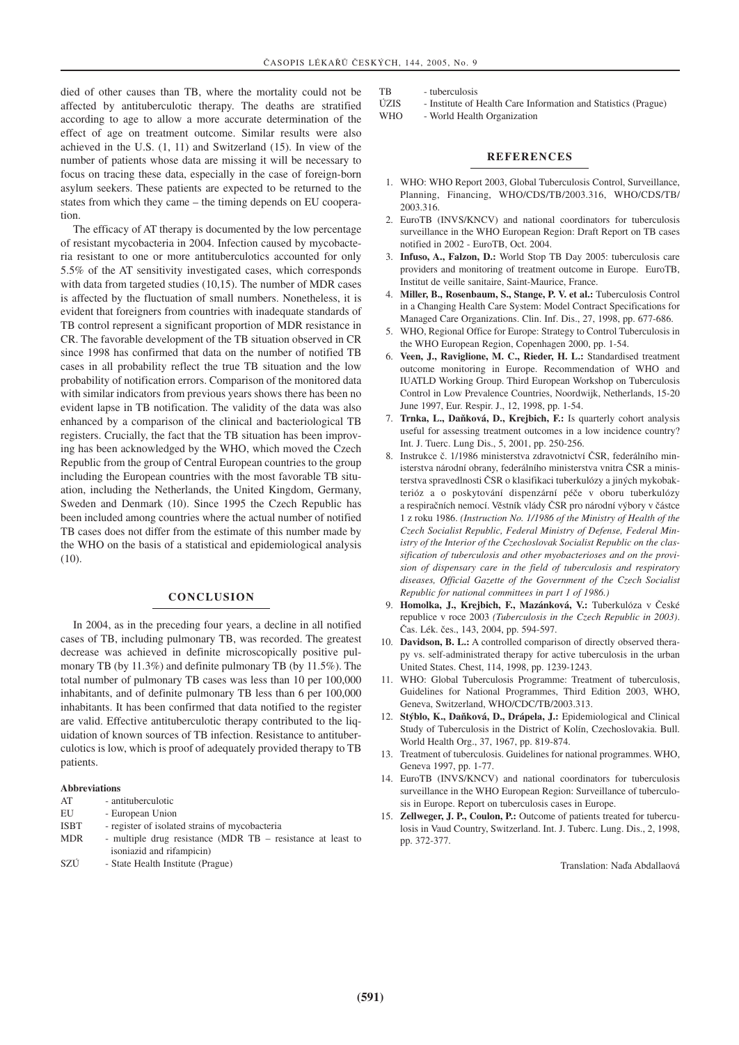died of other causes than TB, where the mortality could not be affected by antituberculotic therapy. The deaths are stratified according to age to allow a more accurate determination of the effect of age on treatment outcome. Similar results were also achieved in the U.S. (1, 11) and Switzerland (15). In view of the number of patients whose data are missing it will be necessary to focus on tracing these data, especially in the case of foreign-born asylum seekers. These patients are expected to be returned to the states from which they came – the timing depends on EU cooperation.

The efficacy of AT therapy is documented by the low percentage of resistant mycobacteria in 2004. Infection caused by mycobacteria resistant to one or more antituberculotics accounted for only 5.5% of the AT sensitivity investigated cases, which corresponds with data from targeted studies (10,15). The number of MDR cases is affected by the fluctuation of small numbers. Nonetheless, it is evident that foreigners from countries with inadequate standards of TB control represent a significant proportion of MDR resistance in CR. The favorable development of the TB situation observed in CR since 1998 has confirmed that data on the number of notified TB cases in all probability reflect the true TB situation and the low probability of notification errors. Comparison of the monitored data with similar indicators from previous years shows there has been no evident lapse in TB notification. The validity of the data was also enhanced by a comparison of the clinical and bacteriological TB registers. Crucially, the fact that the TB situation has been improving has been acknowledged by the WHO, which moved the Czech Republic from the group of Central European countries to the group including the European countries with the most favorable TB situation, including the Netherlands, the United Kingdom, Germany, Sweden and Denmark (10). Since 1995 the Czech Republic has been included among countries where the actual number of notified TB cases does not differ from the estimate of this number made by the WHO on the basis of a statistical and epidemiological analysis (10).

## CONCLUSION

In 2004, as in the preceding four years, a decline in all notified cases of TB, including pulmonary TB, was recorded. The greatest decrease was achieved in definite microscopically positive pulmonary TB (by 11.3%) and definite pulmonary TB (by 11.5%). The total number of pulmonary TB cases was less than 10 per 100,000 inhabitants, and of definite pulmonary TB less than 6 per 100,000 inhabitants. It has been confirmed that data notified to the register are valid. Effective antituberculotic therapy contributed to the liquidation of known sources of TB infection. Resistance to antituberculotics is low, which is proof of adequately provided therapy to TB patients.

**Abbreviations**

AT - antituberculotic
EU - European Union
ISBT - register of isolated strains of mycobacteria
MDR - multiple drug resistance (MDR TB – resistance at least to isoniazid and rifampicin)
SZÚ - State Health Institute (Prague)
TB - tuberculosis
ÚZIS - Institute of Health Care Information and Statistics (Prague)
WHO - World Health Organization

## REFERENCES

1. WHO: WHO Report 2003, Global Tuberculosis Control, Surveillance, Planning, Financing, WHO/CDS/TB/2003.316, WHO/CDS/TB/2003.316.
2. EuroTB (INVS/KNCV) and national coordinators for tuberculosis surveillance in the WHO European Region: Draft Report on TB cases notified in 2002 - EuroTB, Oct. 2004.
3. **Infuso, A., Falzon, D.:** World Stop TB Day 2005: tuberculosis care providers and monitoring of treatment outcome in Europe. EuroTB, Institut de veille sanitaire, Saint-Maurice, France.
4. **Miller, B., Rosenbaum, S., Stange, P. V. et al.:** Tuberculosis Control in a Changing Health Care System: Model Contract Specifications for Managed Care Organizations. Clin. Inf. Dis., 27, 1998, pp. 677-686.
5. WHO, Regional Office for Europe: Strategy to Control Tuberculosis in the WHO European Region, Copenhagen 2000, pp. 1-54.
6. **Veen, J., Raviglione, M. C., Rieder, H. L.:** Standardised treatment outcome monitoring in Europe. Recommendation of WHO and IUATLD Working Group. Third European Workshop on Tuberculosis Control in Low Prevalence Countries, Noordwijk, Netherlands, 15-20 June 1997, Eur. Respir. J., 12, 1998, pp. 1-54.
7. **Trnka, L., Daňková, D., Krejbich, F.:** Is quarterly cohort analysis useful for assessing treatment outcomes in a low incidence country? Int. J. Tuerc. Lung Dis., 5, 2001, pp. 250-256.
8. Instrukce č. 1/1986 ministerstva zdravotnictví ČSR, federálního ministerstva národní obrany, federálního ministerstva vnitra ČSR a ministerstva spravedlnosti ČSR o klasifikaci tuberkulózy a jiných mykobakterióz a o poskytování dispenzární péče v oboru tuberkulózy a respiračních nemocí. Věstník vlády ČSR pro národní výbory v částce 1 z roku 1986. *(Instruction No. 1/1986 of the Ministry of Health of the Czech Socialist Republic, Federal Ministry of Defense, Federal Ministry of the Interior of the Czechoslovak Socialist Republic on the classification of tuberculosis and other myobacterioses and on the provision of dispensary care in the field of tuberculosis and respiratory diseases, Official Gazette of the Government of the Czech Socialist Republic for national committees in part 1 of 1986.)*
9. **Homolka, J., Krejbich, F., Mazánková, V.:** Tuberkulóza v České republice v roce 2003 *(Tuberculosis in the Czech Republic in 2003)*. Čas. Lék. čes., 143, 2004, pp. 594-597.
10. **Davidson, B. L.:** A controlled comparison of directly observed therapy vs. self-administrated therapy for active tuberculosis in the urban United States. Chest, 114, 1998, pp. 1239-1243.
11. WHO: Global Tuberculosis Programme: Treatment of tuberculosis, Guidelines for National Programmes, Third Edition 2003, WHO, Geneva, Switzerland, WHO/CDC/TB/2003.313.
12. **Stýblo, K., Daňková, D., Drápela, J.:** Epidemiological and Clinical Study of Tuberculosis in the District of Kolín, Czechoslovakia. Bull. World Health Org., 37, 1967, pp. 819-874.
13. Treatment of tuberculosis. Guidelines for national programmes. WHO, Geneva 1997, pp. 1-77.
14. EuroTB (INVS/KNCV) and national coordinators for tuberculosis surveillance in the WHO European Region: Surveillance of tuberculosis in Europe. Report on tuberculosis cases in Europe.
15. **Zellweger, J. P., Coulon, P.:** Outcome of patients treated for tuberculosis in Vaud Country, Switzerland. Int. J. Tuberc. Lung. Dis., 2, 1998, pp. 372-377.

Translation: Naďa Abdallaová